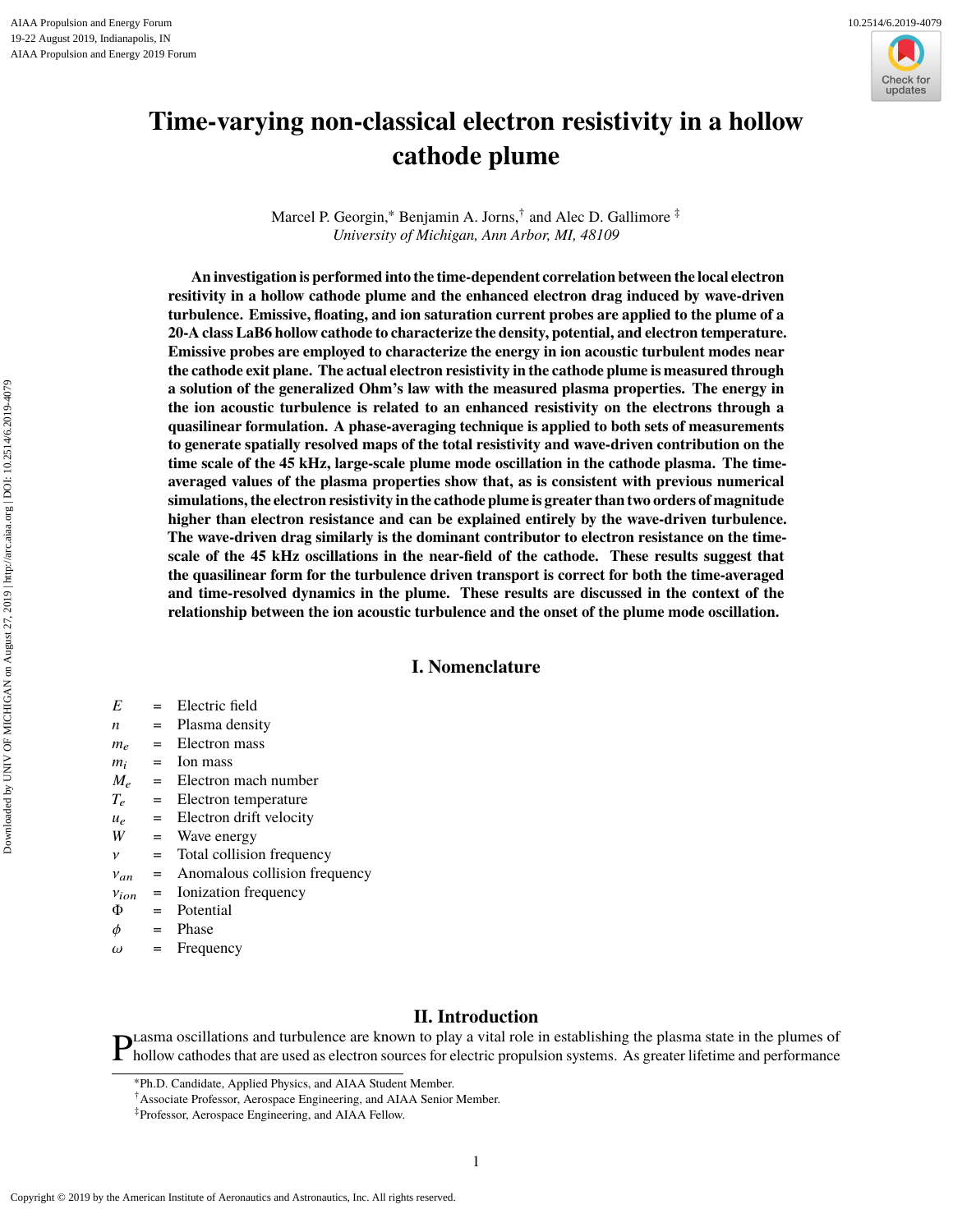# Time-varying non-classical electron resistivity in a hollow cathode plume

Marcel P. Georgin,[*] Benjamin A. Jorns,[†] and Alec D. Gallimore [‡]
*University of Michigan, Ann Arbor, MI, 48109*

**An investigation is performed into the time-dependent correlation between the local electron resitivity in a hollow cathode plume and the enhanced electron drag induced by wave-driven turbulence. Emissive, floating, and ion saturation current probes are applied to the plume of a 20-A class LaB6 hollow cathode to characterize the density, potential, and electron temperature. Emissive probes are employed to characterize the energy in ion acoustic turbulent modes near the cathode exit plane. The actual electron resistivity in the cathode plume is measured through a solution of the generalized Ohm's law with the measured plasma properties. The energy in the ion acoustic turbulence is related to an enhanced resistivity on the electrons through a quasilinear formulation. A phase-averaging technique is applied to both sets of measurements to generate spatially resolved maps of the total resistivity and wave-driven contribution on the time scale of the 45 kHz, large-scale plume mode oscillation in the cathode plasma. The time-averaged values of the plasma properties show that, as is consistent with previous numerical simulations, the electron resistivity in the cathode plume is greater than two orders of magnitude higher than electron resistance and can be explained entirely by the wave-driven turbulence. The wave-driven drag similarly is the dominant contributor to electron resistance on the time-scale of the 45 kHz oscillations in the near-field of the cathode. These results suggest that the quasilinear form for the turbulence driven transport is correct for both the time-averaged and time-resolved dynamics in the plume. These results are discussed in the context of the relationship between the ion acoustic turbulence and the onset of the plume mode oscillation.**

## I. Nomenclature

| | | |
|---|---|---|
| $E$ | = | Electric field |
| $n$ | = | Plasma density |
| $m_e$ | = | Electron mass |
| $m_i$ | = | Ion mass |
| $M_e$ | = | Electron mach number |
| $T_e$ | = | Electron temperature |
| $u_e$ | = | Electron drift velocity |
| $W$ | = | Wave energy |
| $\nu$ | = | Total collision frequency |
| $\nu_{an}$ | = | Anomalous collision frequency |
| $\nu_{ion}$ | = | Ionization frequency |
| $\Phi$ | = | Potential |
| $\phi$ | = | Phase |
| $\omega$ | = | Frequency |

## II. Introduction

Plasma oscillations and turbulence are known to play a vital role in establishing the plasma state in the plumes of hollow cathodes that are used as electron sources for electric propulsion systems. As greater lifetime and performance

[*] Ph.D. Candidate, Applied Physics, and AIAA Student Member.
[†] Associate Professor, Aerospace Engineering, and AIAA Senior Member.
[‡] Professor, Aerospace Engineering, and AIAA Fellow.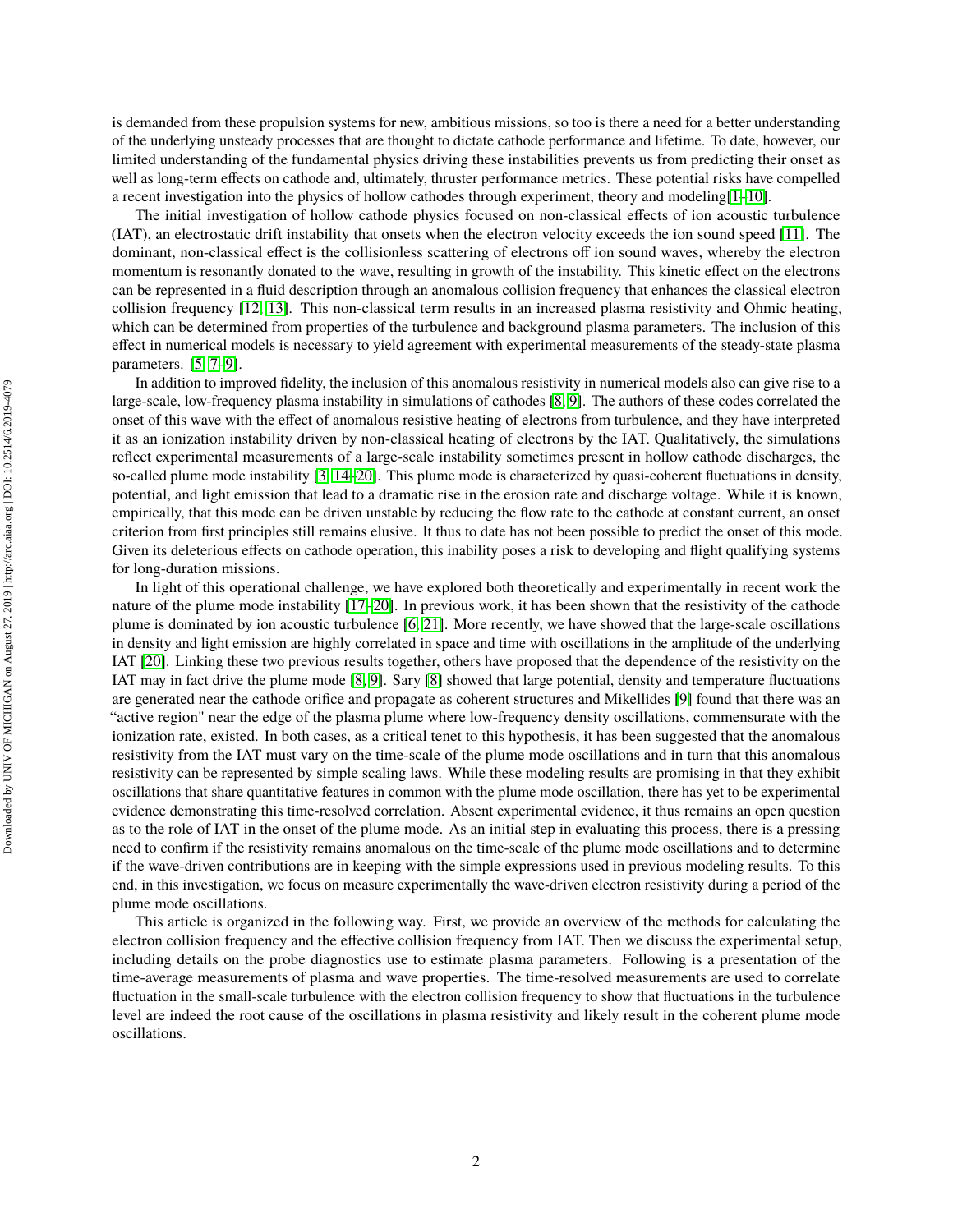is demanded from these propulsion systems for new, ambitious missions, so too is there a need for a better understanding of the underlying unsteady processes that are thought to dictate cathode performance and lifetime. To date, however, our limited understanding of the fundamental physics driving these instabilities prevents us from predicting their onset as well as long-term effects on cathode and, ultimately, thruster performance metrics. These potential risks have compelled a recent investigation into the physics of hollow cathodes through experiment, theory and modeling[1–10].

The initial investigation of hollow cathode physics focused on non-classical effects of ion acoustic turbulence (IAT), an electrostatic drift instability that onsets when the electron velocity exceeds the ion sound speed [11]. The dominant, non-classical effect is the collisionless scattering of electrons off ion sound waves, whereby the electron momentum is resonantly donated to the wave, resulting in growth of the instability. This kinetic effect on the electrons can be represented in a fluid description through an anomalous collision frequency that enhances the classical electron collision frequency [12, 13]. This non-classical term results in an increased plasma resistivity and Ohmic heating, which can be determined from properties of the turbulence and background plasma parameters. The inclusion of this effect in numerical models is necessary to yield agreement with experimental measurements of the steady-state plasma parameters. [5, 7–9].

In addition to improved fidelity, the inclusion of this anomalous resistivity in numerical models also can give rise to a large-scale, low-frequency plasma instability in simulations of cathodes [8, 9]. The authors of these codes correlated the onset of this wave with the effect of anomalous resistive heating of electrons from turbulence, and they have interpreted it as an ionization instability driven by non-classical heating of electrons by the IAT. Qualitatively, the simulations reflect experimental measurements of a large-scale instability sometimes present in hollow cathode discharges, the so-called plume mode instability [3, 14–20]. This plume mode is characterized by quasi-coherent fluctuations in density, potential, and light emission that lead to a dramatic rise in the erosion rate and discharge voltage. While it is known, empirically, that this mode can be driven unstable by reducing the flow rate to the cathode at constant current, an onset criterion from first principles still remains elusive. It thus to date has not been possible to predict the onset of this mode. Given its deleterious effects on cathode operation, this inability poses a risk to developing and flight qualifying systems for long-duration missions.

In light of this operational challenge, we have explored both theoretically and experimentally in recent work the nature of the plume mode instability [17–20]. In previous work, it has been shown that the resistivity of the cathode plume is dominated by ion acoustic turbulence [6, 21]. More recently, we have showed that the large-scale oscillations in density and light emission are highly correlated in space and time with oscillations in the amplitude of the underlying IAT [20]. Linking these two previous results together, others have proposed that the dependence of the resistivity on the IAT may in fact drive the plume mode [8, 9]. Sary [8] showed that large potential, density and temperature fluctuations are generated near the cathode orifice and propagate as coherent structures and Mikellides [9] found that there was an "active region" near the edge of the plasma plume where low-frequency density oscillations, commensurate with the ionization rate, existed. In both cases, as a critical tenet to this hypothesis, it has been suggested that the anomalous resistivity from the IAT must vary on the time-scale of the plume mode oscillations and in turn that this anomalous resistivity can be represented by simple scaling laws. While these modeling results are promising in that they exhibit oscillations that share quantitative features in common with the plume mode oscillation, there has yet to be experimental evidence demonstrating this time-resolved correlation. Absent experimental evidence, it thus remains an open question as to the role of IAT in the onset of the plume mode. As an initial step in evaluating this process, there is a pressing need to confirm if the resistivity remains anomalous on the time-scale of the plume mode oscillations and to determine if the wave-driven contributions are in keeping with the simple expressions used in previous modeling results. To this end, in this investigation, we focus on measure experimentally the wave-driven electron resistivity during a period of the plume mode oscillations.

This article is organized in the following way. First, we provide an overview of the methods for calculating the electron collision frequency and the effective collision frequency from IAT. Then we discuss the experimental setup, including details on the probe diagnostics use to estimate plasma parameters. Following is a presentation of the time-average measurements of plasma and wave properties. The time-resolved measurements are used to correlate fluctuation in the small-scale turbulence with the electron collision frequency to show that fluctuations in the turbulence level are indeed the root cause of the oscillations in plasma resistivity and likely result in the coherent plume mode oscillations.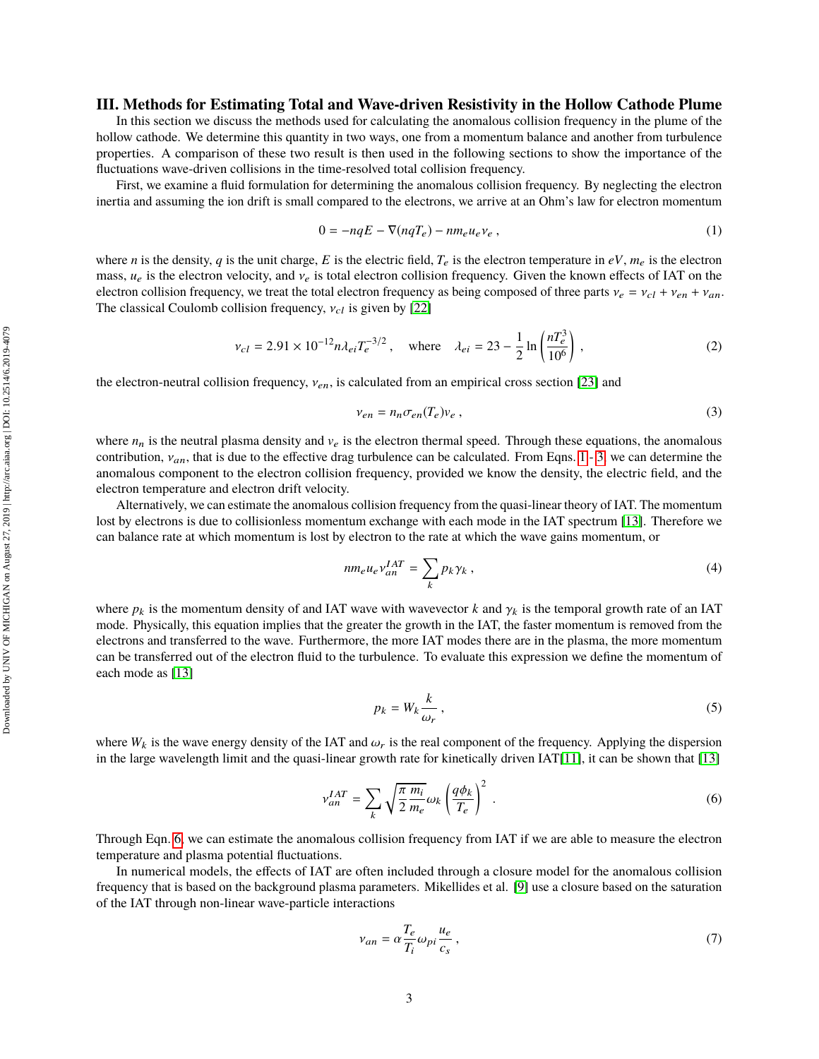## III. Methods for Estimating Total and Wave-driven Resistivity in the Hollow Cathode Plume

In this section we discuss the methods used for calculating the anomalous collision frequency in the plume of the hollow cathode. We determine this quantity in two ways, one from a momentum balance and another from turbulence properties. A comparison of these two result is then used in the following sections to show the importance of the fluctuations wave-driven collisions in the time-resolved total collision frequency.

First, we examine a fluid formulation for determining the anomalous collision frequency. By neglecting the electron inertia and assuming the ion drift is small compared to the electrons, we arrive at an Ohm's law for electron momentum

$$0 = -nqE - \nabla(nqT_e) - nm_e u_e \nu_e \,, \tag{1}$$

where $n$ is the density, $q$ is the unit charge, $E$ is the electric field, $T_e$ is the electron temperature in $eV$, $m_e$ is the electron mass, $u_e$ is the electron velocity, and $\nu_e$ is total electron collision frequency. Given the known effects of IAT on the electron collision frequency, we treat the total electron frequency as being composed of three parts $\nu_e = \nu_{cl} + \nu_{en} + \nu_{an}$. The classical Coulomb collision frequency, $\nu_{cl}$ is given by [22]

$$\nu_{cl} = 2.91 \times 10^{-12} n\lambda_{ei} T_e^{-3/2} \,, \quad \text{where} \quad \lambda_{ei} = 23 - \frac{1}{2}\ln\left(\frac{nT_e^3}{10^6}\right) \,, \tag{2}$$

the electron-neutral collision frequency, $\nu_{en}$, is calculated from an empirical cross section [23] and

$$\nu_{en} = n_n \sigma_{en}(T_e) v_e \,, \tag{3}$$

where $n_n$ is the neutral plasma density and $v_e$ is the electron thermal speed. Through these equations, the anomalous contribution, $\nu_{an}$, that is due to the effective drag turbulence can be calculated. From Eqns. 1 - 3, we can determine the anomalous component to the electron collision frequency, provided we know the density, the electric field, and the electron temperature and electron drift velocity.

Alternatively, we can estimate the anomalous collision frequency from the quasi-linear theory of IAT. The momentum lost by electrons is due to collisionless momentum exchange with each mode in the IAT spectrum [13]. Therefore we can balance rate at which momentum is lost by electron to the rate at which the wave gains momentum, or

$$nm_e u_e \nu_{an}^{IAT} = \sum_k p_k \gamma_k \,, \tag{4}$$

where $p_k$ is the momentum density of and IAT wave with wavevector $k$ and $\gamma_k$ is the temporal growth rate of an IAT mode. Physically, this equation implies that the greater the growth in the IAT, the faster momentum is removed from the electrons and transferred to the wave. Furthermore, the more IAT modes there are in the plasma, the more momentum can be transferred out of the electron fluid to the turbulence. To evaluate this expression we define the momentum of each mode as [13]

$$p_k = W_k \frac{k}{\omega_r} \,, \tag{5}$$

where $W_k$ is the wave energy density of the IAT and $\omega_r$ is the real component of the frequency. Applying the dispersion in the large wavelength limit and the quasi-linear growth rate for kinetically driven IAT[11], it can be shown that [13]

$$\nu_{an}^{IAT} = \sum_k \sqrt{\frac{\pi}{2}\frac{m_i}{m_e}} \omega_k \left(\frac{q\phi_k}{T_e}\right)^2 \,. \tag{6}$$

Through Eqn. 6, we can estimate the anomalous collision frequency from IAT if we are able to measure the electron temperature and plasma potential fluctuations.

In numerical models, the effects of IAT are often included through a closure model for the anomalous collision frequency that is based on the background plasma parameters. Mikellides et al. [9] use a closure based on the saturation of the IAT through non-linear wave-particle interactions

$$\nu_{an} = \alpha \frac{T_e}{T_i} \omega_{pi} \frac{u_e}{c_s} \,, \tag{7}$$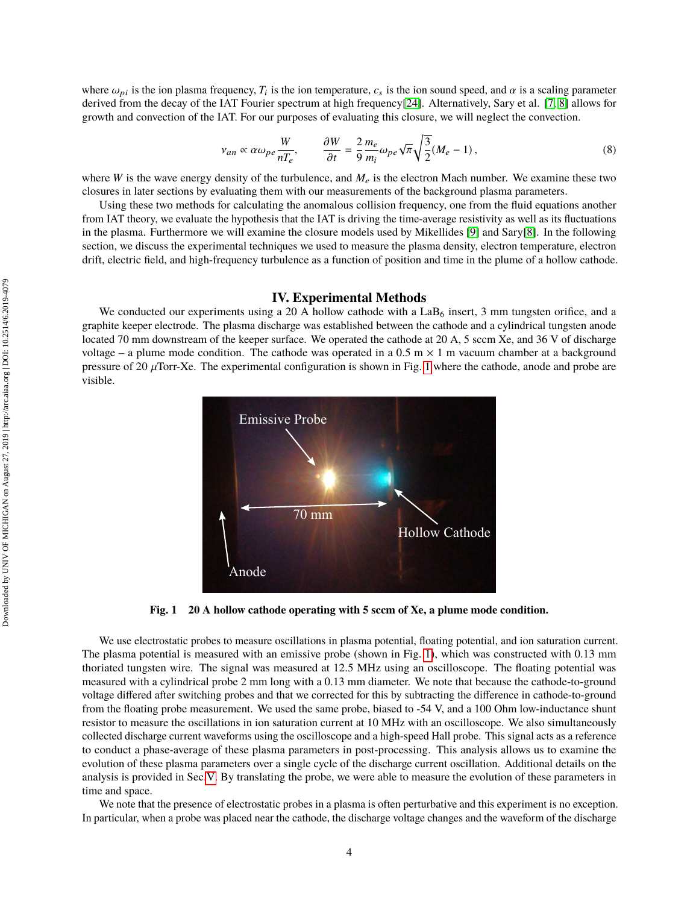where $\omega_{pi}$ is the ion plasma frequency, $T_i$ is the ion temperature, $c_s$ is the ion sound speed, and $\alpha$ is a scaling parameter derived from the decay of the IAT Fourier spectrum at high frequency[24]. Alternatively, Sary et al. [7, 8] allows for growth and convection of the IAT. For our purposes of evaluating this closure, we will neglect the convection.

$$\nu_{an} \propto \alpha\omega_{pe}\frac{W}{nT_e}, \qquad \frac{\partial W}{\partial t} = \frac{2}{9}\frac{m_e}{m_i}\omega_{pe}\sqrt{\pi}\sqrt{\frac{3}{2}}(M_e - 1)\,, \tag{8}$$

where $W$ is the wave energy density of the turbulence, and $M_e$ is the electron Mach number. We examine these two closures in later sections by evaluating them with our measurements of the background plasma parameters.

Using these two methods for calculating the anomalous collision frequency, one from the fluid equations another from IAT theory, we evaluate the hypothesis that the IAT is driving the time-average resistivity as well as its fluctuations in the plasma. Furthermore we will examine the closure models used by Mikellides [9] and Sary[8]. In the following section, we discuss the experimental techniques we used to measure the plasma density, electron temperature, electron drift, electric field, and high-frequency turbulence as a function of position and time in the plume of a hollow cathode.

## IV. Experimental Methods

We conducted our experiments using a 20 A hollow cathode with a $LaB_6$ insert, 3 mm tungsten orifice, and a graphite keeper electrode. The plasma discharge was established between the cathode and a cylindrical tungsten anode located 70 mm downstream of the keeper surface. We operated the cathode at 20 A, 5 sccm Xe, and 36 V of discharge voltage – a plume mode condition. The cathode was operated in a 0.5 m × 1 m vacuum chamber at a background pressure of 20 $\mu$Torr-Xe. The experimental configuration is shown in Fig. 1 where the cathode, anode and probe are visible.

**Fig. 1 20 A hollow cathode operating with 5 sccm of Xe, a plume mode condition.**

We use electrostatic probes to measure oscillations in plasma potential, floating potential, and ion saturation current. The plasma potential is measured with an emissive probe (shown in Fig. 1), which was constructed with 0.13 mm thoriated tungsten wire. The signal was measured at 12.5 MHz using an oscilloscope. The floating potential was measured with a cylindrical probe 2 mm long with a 0.13 mm diameter. We note that because the cathode-to-ground voltage differed after switching probes and that we corrected for this by subtracting the difference in cathode-to-ground from the floating probe measurement. We used the same probe, biased to -54 V, and a 100 Ohm low-inductance shunt resistor to measure the oscillations in ion saturation current at 10 MHz with an oscilloscope. We also simultaneously collected discharge current waveforms using the oscilloscope and a high-speed Hall probe. This signal acts as a reference to conduct a phase-average of these plasma parameters in post-processing. This analysis allows us to examine the evolution of these plasma parameters over a single cycle of the discharge current oscillation. Additional details on the analysis is provided in Sec V. By translating the probe, we were able to measure the evolution of these parameters in time and space.

We note that the presence of electrostatic probes in a plasma is often perturbative and this experiment is no exception. In particular, when a probe was placed near the cathode, the discharge voltage changes and the waveform of the discharge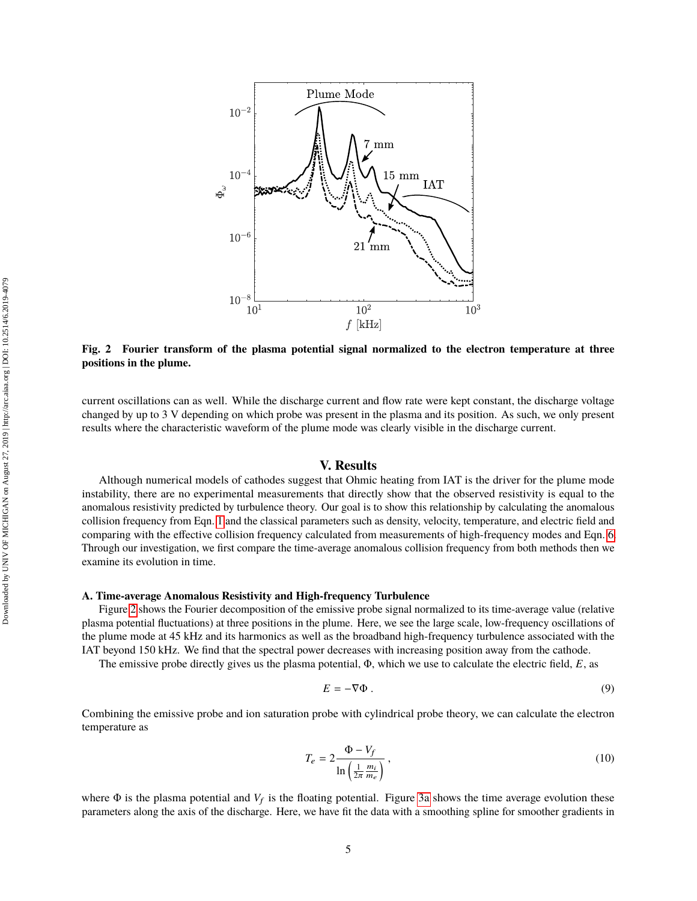Fig. 2 **Fourier transform of the plasma potential signal normalized to the electron temperature at three positions in the plume.**

current oscillations can as well. While the discharge current and flow rate were kept constant, the discharge voltage changed by up to 3 V depending on which probe was present in the plasma and its position. As such, we only present results where the characteristic waveform of the plume mode was clearly visible in the discharge current.

## V. Results

Although numerical models of cathodes suggest that Ohmic heating from IAT is the driver for the plume mode instability, there are no experimental measurements that directly show that the observed resistivity is equal to the anomalous resistivity predicted by turbulence theory. Our goal is to show this relationship by calculating the anomalous collision frequency from Eqn. 1 and the classical parameters such as density, velocity, temperature, and electric field and comparing with the effective collision frequency calculated from measurements of high-frequency modes and Eqn. 6. Through our investigation, we first compare the time-average anomalous collision frequency from both methods then we examine its evolution in time.

### A. Time-average Anomalous Resistivity and High-frequency Turbulence

Figure 2 shows the Fourier decomposition of the emissive probe signal normalized to its time-average value (relative plasma potential fluctuations) at three positions in the plume. Here, we see the large scale, low-frequency oscillations of the plume mode at 45 kHz and its harmonics as well as the broadband high-frequency turbulence associated with the IAT beyond 150 kHz. We find that the spectral power decreases with increasing position away from the cathode.

The emissive probe directly gives us the plasma potential, $\Phi$, which we use to calculate the electric field, $E$, as

$$E = -\nabla\Phi \,. \tag{9}$$

Combining the emissive probe and ion saturation probe with cylindrical probe theory, we can calculate the electron temperature as

$$T_e = 2\frac{\Phi - V_f}{\ln\left(\frac{1}{2\pi}\frac{m_i}{m_e}\right)} \,, \tag{10}$$

where $\Phi$ is the plasma potential and $V_f$ is the floating potential. Figure 3a shows the time average evolution these parameters along the axis of the discharge. Here, we have fit the data with a smoothing spline for smoother gradients in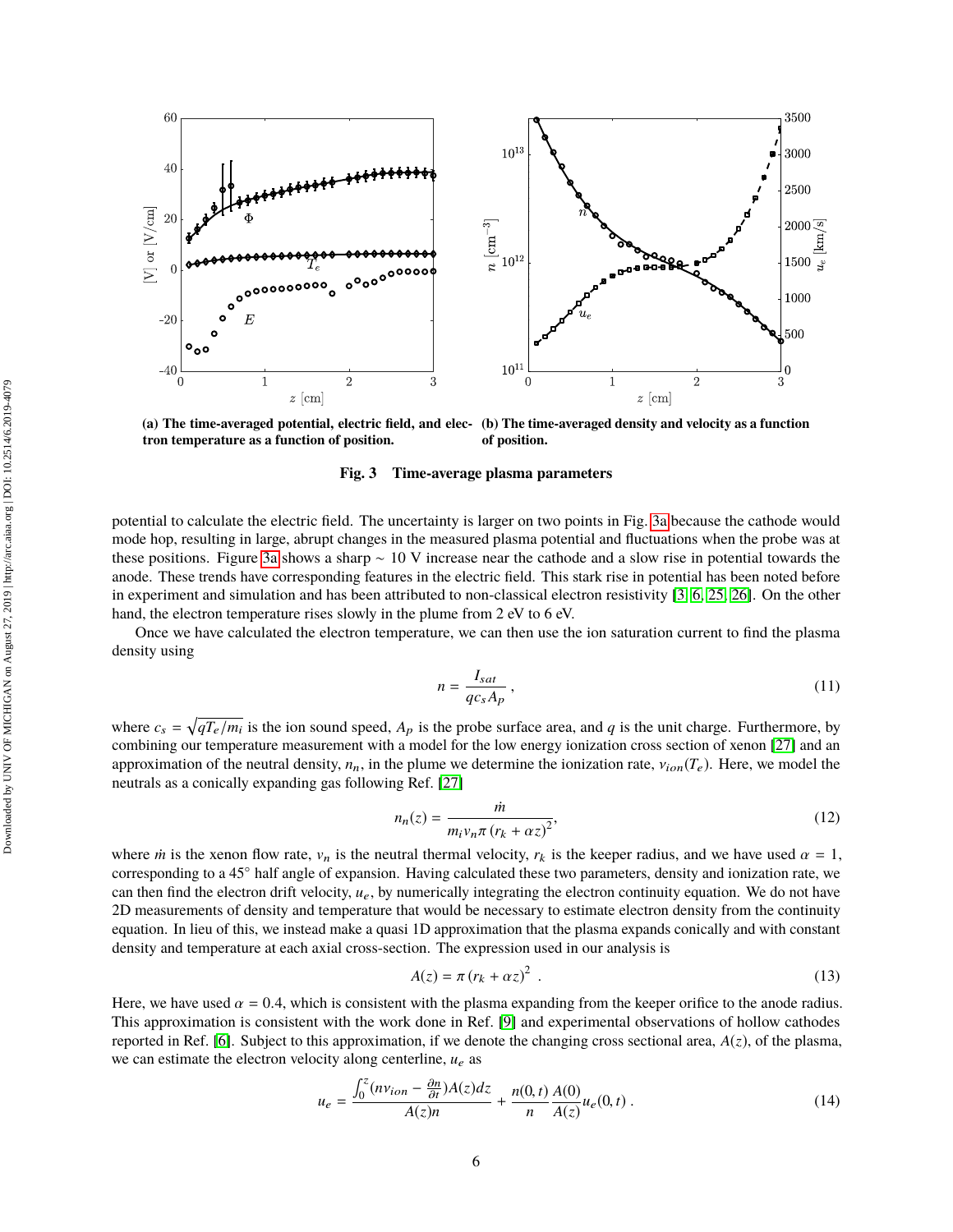**(a) The time-averaged potential, electric field, and electron temperature as a function of position.**

**(b) The time-averaged density and velocity as a function of position.**

**Fig. 3 Time-average plasma parameters**

potential to calculate the electric field. The uncertainty is larger on two points in Fig. 3a because the cathode would mode hop, resulting in large, abrupt changes in the measured plasma potential and fluctuations when the probe was at these positions. Figure 3a shows a sharp ~ 10 V increase near the cathode and a slow rise in potential towards the anode. These trends have corresponding features in the electric field. This stark rise in potential has been noted before in experiment and simulation and has been attributed to non-classical electron resistivity [3, 6, 25, 26]. On the other hand, the electron temperature rises slowly in the plume from 2 eV to 6 eV.

Once we have calculated the electron temperature, we can then use the ion saturation current to find the plasma density using

$$n = \frac{I_{sat}}{q c_s A_p}, \tag{11}$$

where $c_s = \sqrt{qT_e/m_i}$ is the ion sound speed, $A_p$ is the probe surface area, and $q$ is the unit charge. Furthermore, by combining our temperature measurement with a model for the low energy ionization cross section of xenon [27] and an approximation of the neutral density, $n_n$, in the plume we determine the ionization rate, $\nu_{ion}(T_e)$. Here, we model the neutrals as a conically expanding gas following Ref. [27]

$$n_n(z) = \frac{\dot{m}}{m_i v_n \pi \left(r_k + \alpha z\right)^2}, \tag{12}$$

where $\dot{m}$ is the xenon flow rate, $v_n$ is the neutral thermal velocity, $r_k$ is the keeper radius, and we have used $\alpha = 1$, corresponding to a 45° half angle of expansion. Having calculated these two parameters, density and ionization rate, we can then find the electron drift velocity, $u_e$, by numerically integrating the electron continuity equation. We do not have 2D measurements of density and temperature that would be necessary to estimate electron density from the continuity equation. In lieu of this, we instead make a quasi 1D approximation that the plasma expands conically and with constant density and temperature at each axial cross-section. The expression used in our analysis is

$$A(z) = \pi \left(r_k + \alpha z\right)^2 . \tag{13}$$

Here, we have used $\alpha = 0.4$, which is consistent with the plasma expanding from the keeper orifice to the anode radius. This approximation is consistent with the work done in Ref. [9] and experimental observations of hollow cathodes reported in Ref. [6]. Subject to this approximation, if we denote the changing cross sectional area, $A(z)$, of the plasma, we can estimate the electron velocity along centerline, $u_e$ as

$$u_e = \frac{\int_0^z (n\nu_{ion} - \frac{\partial n}{\partial t})A(z)dz}{A(z)n} + \frac{n(0,t)}{n}\frac{A(0)}{A(z)}u_e(0,t) . \tag{14}$$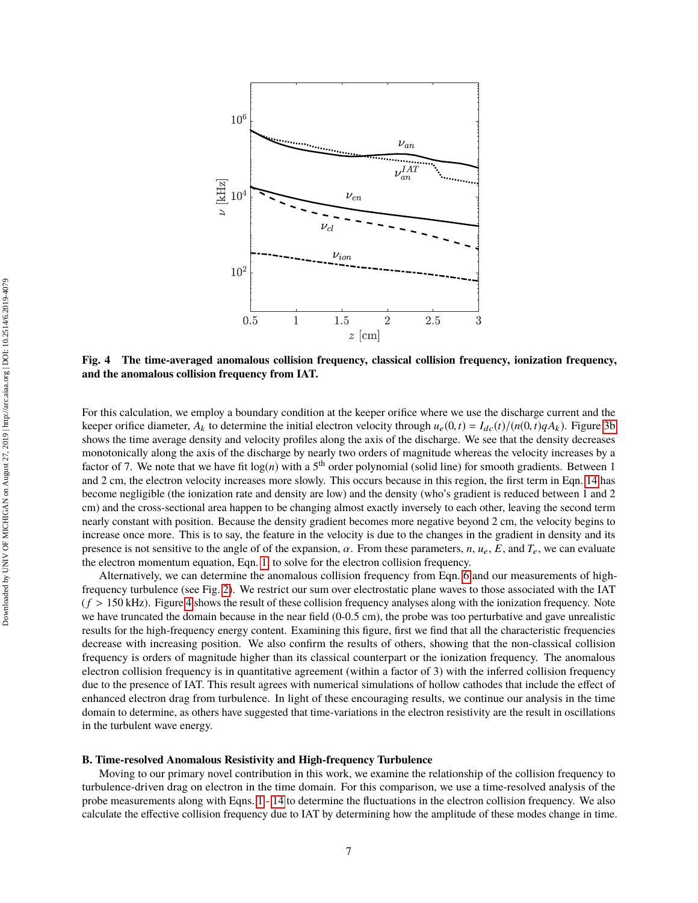Fig. 4 The time-averaged anomalous collision frequency, classical collision frequency, ionization frequency, and the anomalous collision frequency from IAT.

For this calculation, we employ a boundary condition at the keeper orifice where we use the discharge current and the keeper orifice diameter, $A_k$ to determine the initial electron velocity through $u_e(0,t) = I_{dc}(t)/(n(0,t)qA_k)$. Figure 3b shows the time average density and velocity profiles along the axis of the discharge. We see that the density decreases monotonically along the axis of the discharge by nearly two orders of magnitude whereas the velocity increases by a factor of 7. We note that we have fit $\log(n)$ with a $5^{\text{th}}$ order polynomial (solid line) for smooth gradients. Between 1 and 2 cm, the electron velocity increases more slowly. This occurs because in this region, the first term in Eqn. 14 has become negligible (the ionization rate and density are low) and the density (who's gradient is reduced between 1 and 2 cm) and the cross-sectional area happen to be changing almost exactly inversely to each other, leaving the second term nearly constant with position. Because the density gradient becomes more negative beyond 2 cm, the velocity begins to increase once more. This is to say, the feature in the velocity is due to the changes in the gradient in density and its presence is not sensitive to the angle of of the expansion, $\alpha$. From these parameters, $n$, $u_e$, $E$, and $T_e$, we can evaluate the electron momentum equation, Eqn. 1, to solve for the electron collision frequency.

Alternatively, we can determine the anomalous collision frequency from Eqn. 6 and our measurements of high-frequency turbulence (see Fig. 2). We restrict our sum over electrostatic plane waves to those associated with the IAT ($f$ > 150 kHz). Figure 4 shows the result of these collision frequency analyses along with the ionization frequency. Note we have truncated the domain because in the near field (0-0.5 cm), the probe was too perturbative and gave unrealistic results for the high-frequency energy content. Examining this figure, first we find that all the characteristic frequencies decrease with increasing position. We also confirm the results of others, showing that the non-classical collision frequency is orders of magnitude higher than its classical counterpart or the ionization frequency. The anomalous electron collision frequency is in quantitative agreement (within a factor of 3) with the inferred collision frequency due to the presence of IAT. This result agrees with numerical simulations of hollow cathodes that include the effect of enhanced electron drag from turbulence. In light of these encouraging results, we continue our analysis in the time domain to determine, as others have suggested that time-variations in the electron resistivity are the result in oscillations in the turbulent wave energy.

### B. Time-resolved Anomalous Resistivity and High-frequency Turbulence

Moving to our primary novel contribution in this work, we examine the relationship of the collision frequency to turbulence-driven drag on electron in the time domain. For this comparison, we use a time-resolved analysis of the probe measurements along with Eqns. 1 - 14 to determine the fluctuations in the electron collision frequency. We also calculate the effective collision frequency due to IAT by determining how the amplitude of these modes change in time.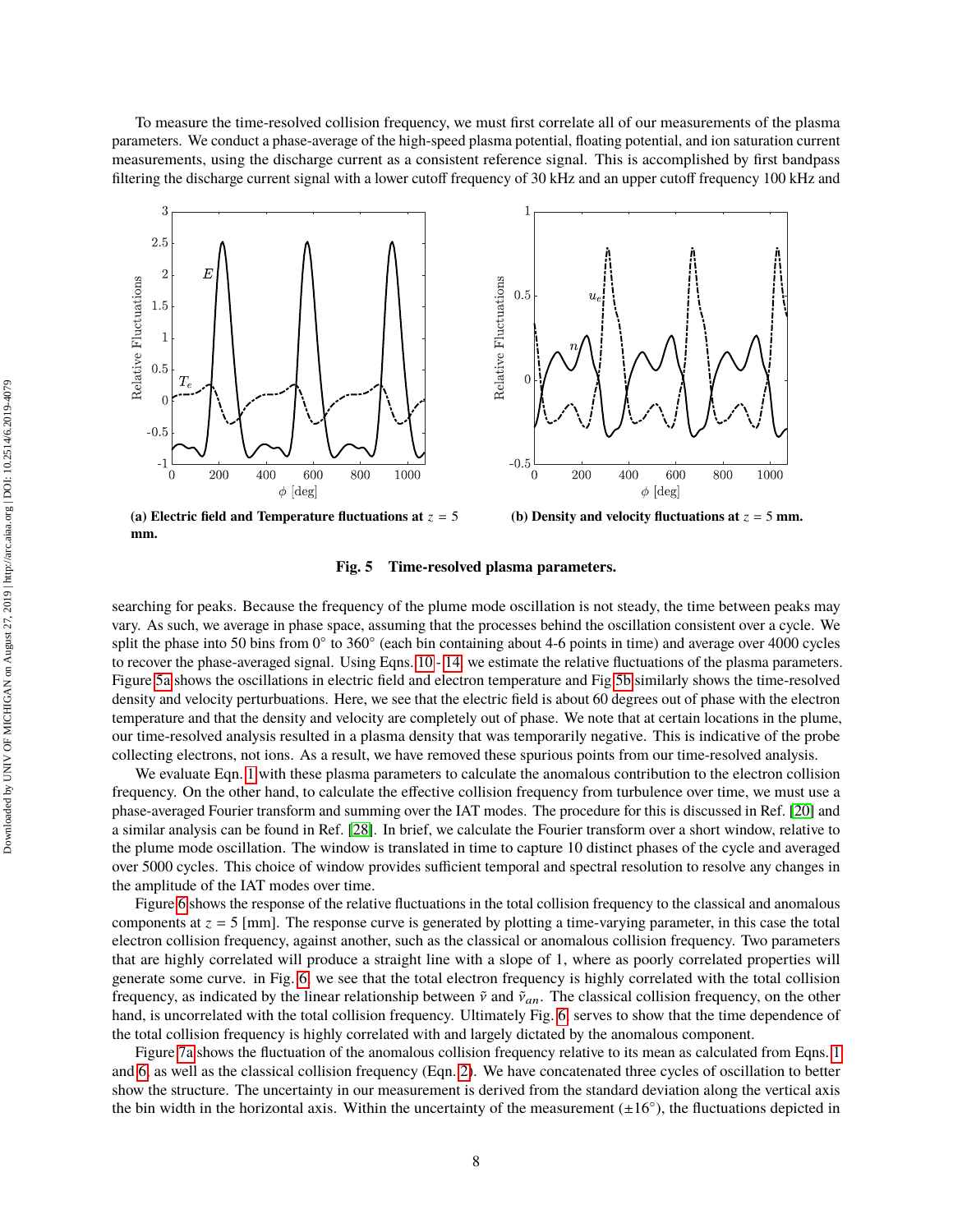To measure the time-resolved collision frequency, we must first correlate all of our measurements of the plasma parameters. We conduct a phase-average of the high-speed plasma potential, floating potential, and ion saturation current measurements, using the discharge current as a consistent reference signal. This is accomplished by first bandpass filtering the discharge current signal with a lower cutoff frequency of 30 kHz and an upper cutoff frequency 100 kHz and

**(a) Electric field and Temperature fluctuations at $z$ = 5 mm.**

**(b) Density and velocity fluctuations at $z$ = 5 mm.**

**Fig. 5 Time-resolved plasma parameters.**

searching for peaks. Because the frequency of the plume mode oscillation is not steady, the time between peaks may vary. As such, we average in phase space, assuming that the processes behind the oscillation consistent over a cycle. We split the phase into 50 bins from 0° to 360° (each bin containing about 4-6 points in time) and average over 4000 cycles to recover the phase-averaged signal. Using Eqns. 10 - 14 we estimate the relative fluctuations of the plasma parameters. Figure 5a shows the oscillations in electric field and electron temperature and Fig 5b similarly shows the time-resolved density and velocity perturbations. Here, we see that the electric field is about 60 degrees out of phase with the electron temperature and that the density and velocity are completely out of phase. We note that at certain locations in the plume, our time-resolved analysis resulted in a plasma density that was temporarily negative. This is indicative of the probe collecting electrons, not ions. As a result, we have removed these spurious points from our time-resolved analysis.

We evaluate Eqn. 1 with these plasma parameters to calculate the anomalous contribution to the electron collision frequency. On the other hand, to calculate the effective collision frequency from turbulence over time, we must use a phase-averaged Fourier transform and summing over the IAT modes. The procedure for this is discussed in Ref. [20] and a similar analysis can be found in Ref. [28]. In brief, we calculate the Fourier transform over a short window, relative to the plume mode oscillation. The window is translated in time to capture 10 distinct phases of the cycle and averaged over 5000 cycles. This choice of window provides sufficient temporal and spectral resolution to resolve any changes in the amplitude of the IAT modes over time.

Figure 6 shows the response of the relative fluctuations in the total collision frequency to the classical and anomalous components at $z$ = 5 [mm]. The response curve is generated by plotting a time-varying parameter, in this case the total electron collision frequency, against another, such as the classical or anomalous collision frequency. Two parameters that are highly correlated will produce a straight line with a slope of 1, where as poorly correlated properties will generate some curve. in Fig. 6 we see that the total electron frequency is highly correlated with the total collision frequency, as indicated by the linear relationship between $\tilde{\nu}$ and $\tilde{\nu}_{an}$. The classical collision frequency, on the other hand, is uncorrelated with the total collision frequency. Ultimately Fig. 6 serves to show that the time dependence of the total collision frequency is highly correlated with and largely dictated by the anomalous component.

Figure 7a shows the fluctuation of the anomalous collision frequency relative to its mean as calculated from Eqns. 1 and 6, as well as the classical collision frequency (Eqn. 2). We have concatenated three cycles of oscillation to better show the structure. The uncertainty in our measurement is derived from the standard deviation along the vertical axis the bin width in the horizontal axis. Within the uncertainty of the measurement (±16°), the fluctuations depicted in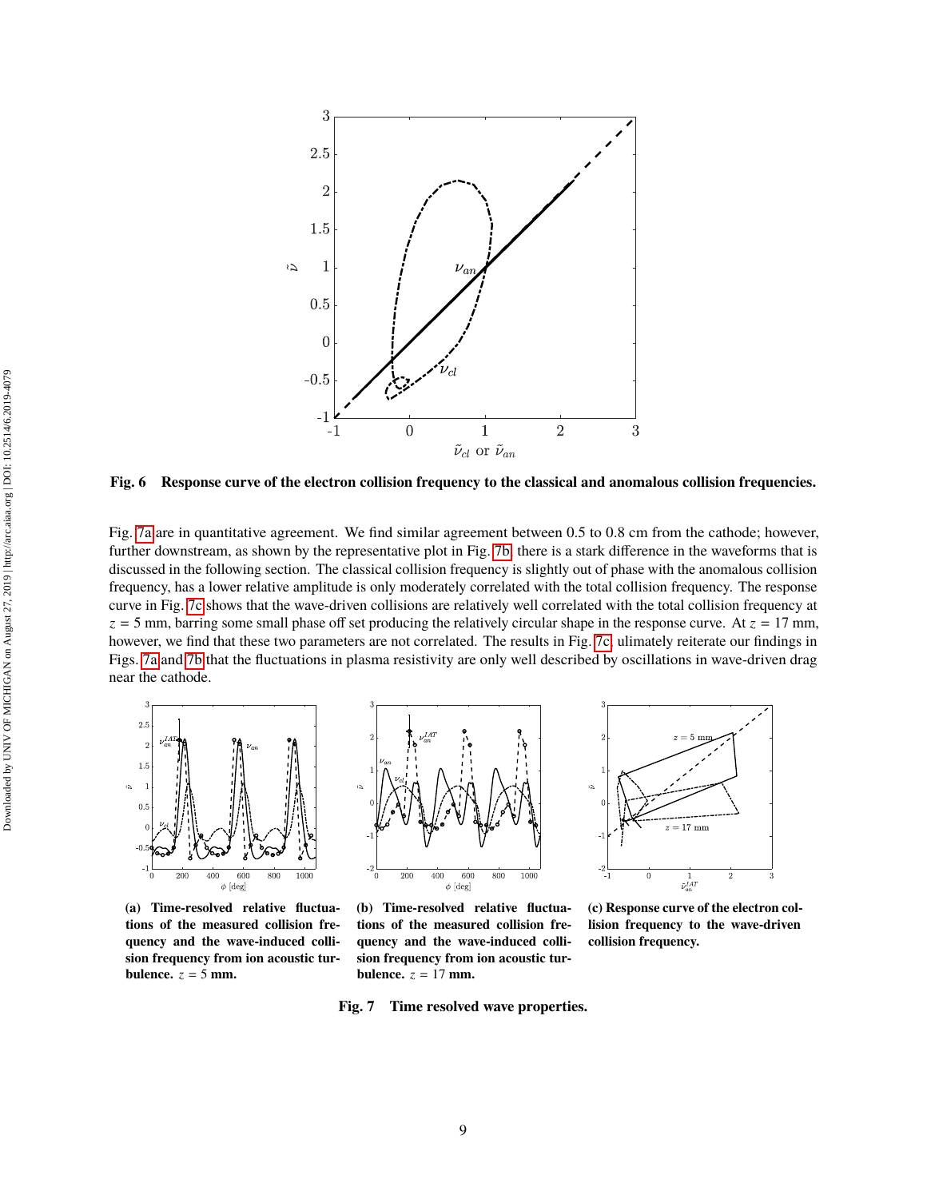**Fig. 6 Response curve of the electron collision frequency to the classical and anomalous collision frequencies.**

Fig. 7a are in quantitative agreement. We find similar agreement between 0.5 to 0.8 cm from the cathode; however, further downstream, as shown by the representative plot in Fig. 7b, there is a stark difference in the waveforms that is discussed in the following section. The classical collision frequency is slightly out of phase with the anomalous collision frequency, has a lower relative amplitude is only moderately correlated with the total collision frequency. The response curve in Fig. 7c shows that the wave-driven collisions are relatively well correlated with the total collision frequency at $z = 5$ mm, barring some small phase off set producing the relatively circular shape in the response curve. At $z = 17$ mm, however, we find that these two parameters are not correlated. The results in Fig. 7c ulimately reiterate our findings in Figs. 7a and 7b that the fluctuations in plasma resistivity are only well described by oscillations in wave-driven drag near the cathode.

**(a) Time-resolved relative fluctuations of the measured collision frequency and the wave-induced collision frequency from ion acoustic turbulence. $z = 5$ mm.**

**(b) Time-resolved relative fluctuations of the measured collision frequency and the wave-induced collision frequency from ion acoustic turbulence. $z = 17$ mm.**

**(c) Response curve of the electron collision frequency to the wave-driven collision frequency.**

**Fig. 7 Time resolved wave properties.**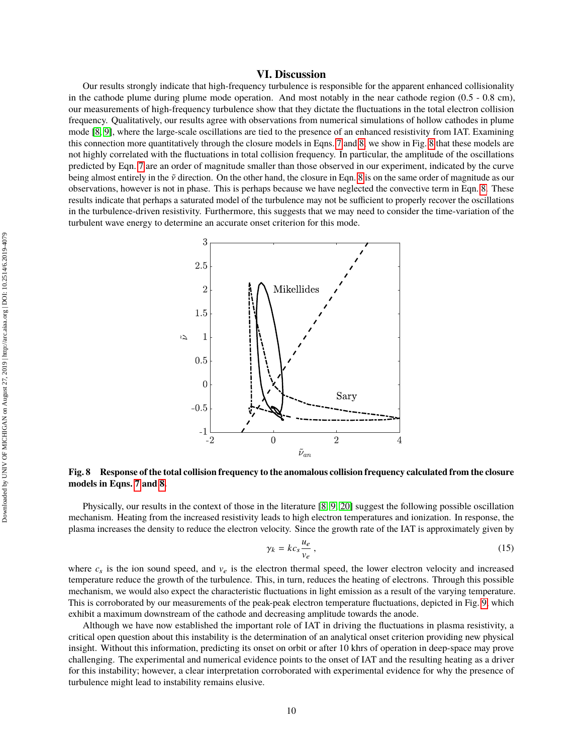## VI. Discussion

Our results strongly indicate that high-frequency turbulence is responsible for the apparent enhanced collisionality in the cathode plume during plume mode operation. And most notably in the near cathode region (0.5 - 0.8 cm), our measurements of high-frequency turbulence show that they dictate the fluctuations in the total electron collision frequency. Qualitatively, our results agree with observations from numerical simulations of hollow cathodes in plume mode [8, 9], where the large-scale oscillations are tied to the presence of an enhanced resistivity from IAT. Examining this connection more quantitatively through the closure models in Eqns. 7 and 8, we show in Fig. 8 that these models are not highly correlated with the fluctuations in total collision frequency. In particular, the amplitude of the oscillations predicted by Eqn. 7 are an order of magnitude smaller than those observed in our experiment, indicated by the curve being almost entirely in the $\tilde{\nu}$ direction. On the other hand, the closure in Eqn. 8 is on the same order of magnitude as our observations, however is not in phase. This is perhaps because we have neglected the convective term in Eqn. 8. These results indicate that perhaps a saturated model of the turbulence may not be sufficient to properly recover the oscillations in the turbulence-driven resistivity. Furthermore, this suggests that we may need to consider the time-variation of the turbulent wave energy to determine an accurate onset criterion for this mode.

**Fig. 8 Response of the total collision frequency to the anomalous collision frequency calculated from the closure models in Eqns. 7 and 8.**

Physically, our results in the context of those in the literature [8, 9, 20] suggest the following possible oscillation mechanism. Heating from the increased resistivity leads to high electron temperatures and ionization. In response, the plasma increases the density to reduce the electron velocity. Since the growth rate of the IAT is approximately given by

$$\gamma_k = k c_s \frac{u_e}{v_e}, \tag{15}$$

where $c_s$ is the ion sound speed, and $v_e$ is the electron thermal speed, the lower electron velocity and increased temperature reduce the growth of the turbulence. This, in turn, reduces the heating of electrons. Through this possible mechanism, we would also expect the characteristic fluctuations in light emission as a result of the varying temperature. This is corroborated by our measurements of the peak-peak electron temperature fluctuations, depicted in Fig. 9, which exhibit a maximum downstream of the cathode and decreasing amplitude towards the anode.

Although we have now established the important role of IAT in driving the fluctuations in plasma resistivity, a critical open question about this instability is the determination of an analytical onset criterion providing new physical insight. Without this information, predicting its onset on orbit or after 10 khrs of operation in deep-space may prove challenging. The experimental and numerical evidence points to the onset of IAT and the resulting heating as a driver for this instability; however, a clear interpretation corroborated with experimental evidence for why the presence of turbulence might lead to instability remains elusive.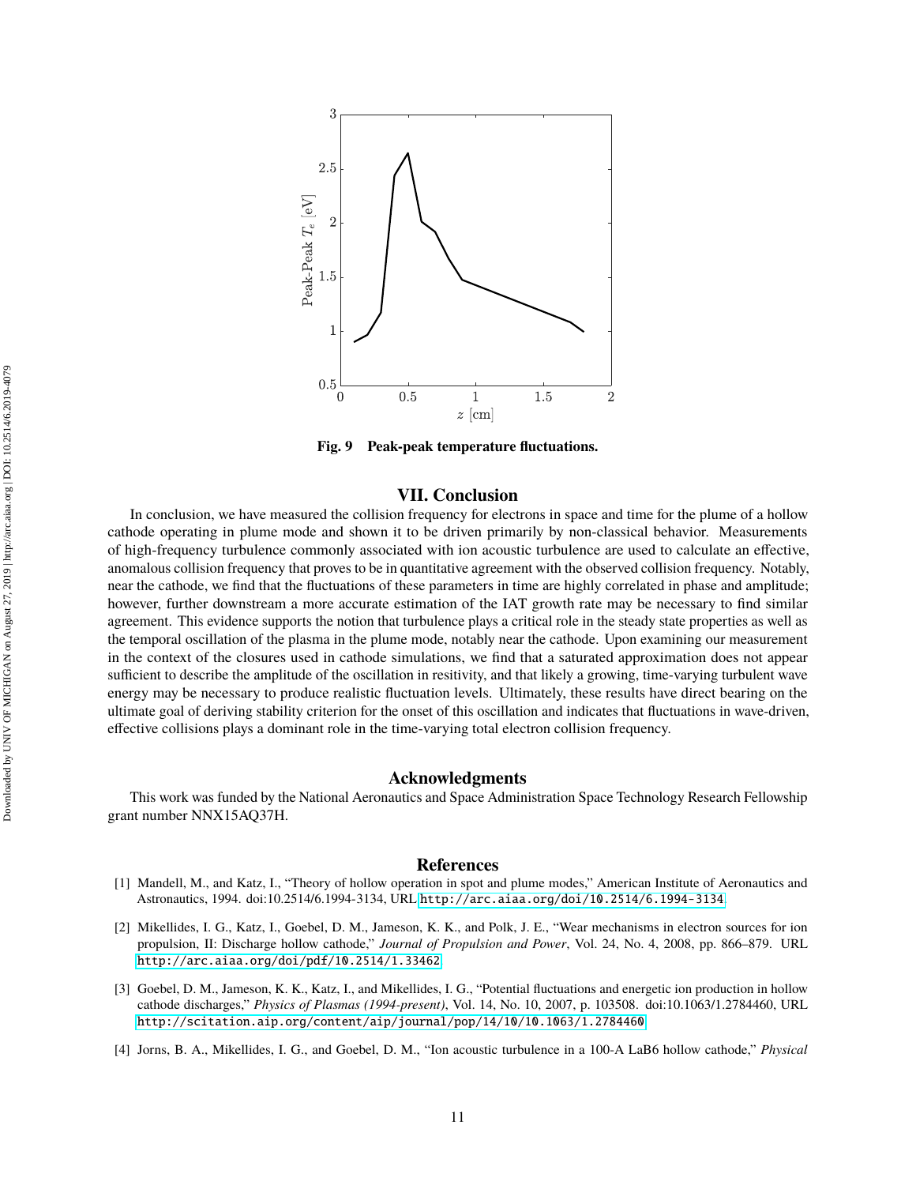Fig. 9 Peak-peak temperature fluctuations.

## VII. Conclusion

In conclusion, we have measured the collision frequency for electrons in space and time for the plume of a hollow cathode operating in plume mode and shown it to be driven primarily by non-classical behavior. Measurements of high-frequency turbulence commonly associated with ion acoustic turbulence are used to calculate an effective, anomalous collision frequency that proves to be in quantitative agreement with the observed collision frequency. Notably, near the cathode, we find that the fluctuations of these parameters in time are highly correlated in phase and amplitude; however, further downstream a more accurate estimation of the IAT growth rate may be necessary to find similar agreement. This evidence supports the notion that turbulence plays a critical role in the steady state properties as well as the temporal oscillation of the plasma in the plume mode, notably near the cathode. Upon examining our measurement in the context of the closures used in cathode simulations, we find that a saturated approximation does not appear sufficient to describe the amplitude of the oscillation in resitivity, and that likely a growing, time-varying turbulent wave energy may be necessary to produce realistic fluctuation levels. Ultimately, these results have direct bearing on the ultimate goal of deriving stability criterion for the onset of this oscillation and indicates that fluctuations in wave-driven, effective collisions plays a dominant role in the time-varying total electron collision frequency.

## Acknowledgments

This work was funded by the National Aeronautics and Space Administration Space Technology Research Fellowship grant number NNX15AQ37H.

## References

[1] Mandell, M., and Katz, I., "Theory of hollow operation in spot and plume modes," American Institute of Aeronautics and Astronautics, 1994. doi:10.2514/6.1994-3134, URL http://arc.aiaa.org/doi/10.2514/6.1994-3134.

[2] Mikellides, I. G., Katz, I., Goebel, D. M., Jameson, K. K., and Polk, J. E., "Wear mechanisms in electron sources for ion propulsion, II: Discharge hollow cathode," *Journal of Propulsion and Power*, Vol. 24, No. 4, 2008, pp. 866–879. URL http://arc.aiaa.org/doi/pdf/10.2514/1.33462.

[3] Goebel, D. M., Jameson, K. K., Katz, I., and Mikellides, I. G., "Potential fluctuations and energetic ion production in hollow cathode discharges," *Physics of Plasmas (1994-present)*, Vol. 14, No. 10, 2007, p. 103508. doi:10.1063/1.2784460, URL http://scitation.aip.org/content/aip/journal/pop/14/10/10.1063/1.2784460.

[4] Jorns, B. A., Mikellides, I. G., and Goebel, D. M., "Ion acoustic turbulence in a 100-A LaB6 hollow cathode," *Physical*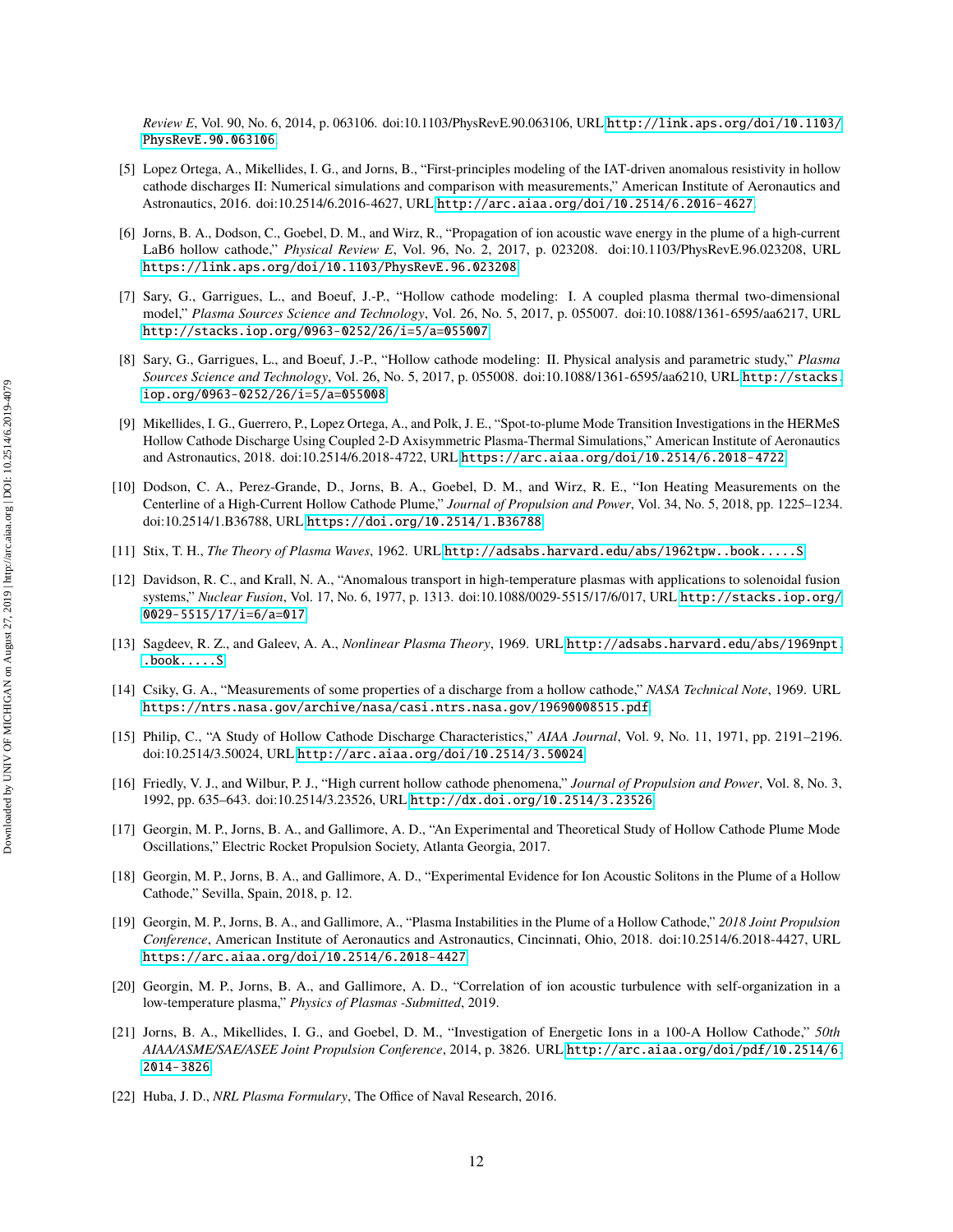*Review E*, Vol. 90, No. 6, 2014, p. 063106. doi:10.1103/PhysRevE.90.063106, URL http://link.aps.org/doi/10.1103/PhysRevE.90.063106.

[5] Lopez Ortega, A., Mikellides, I. G., and Jorns, B., "First-principles modeling of the IAT-driven anomalous resistivity in hollow cathode discharges II: Numerical simulations and comparison with measurements," American Institute of Aeronautics and Astronautics, 2016. doi:10.2514/6.2016-4627, URL http://arc.aiaa.org/doi/10.2514/6.2016-4627.

[6] Jorns, B. A., Dodson, C., Goebel, D. M., and Wirz, R., "Propagation of ion acoustic wave energy in the plume of a high-current LaB6 hollow cathode," *Physical Review E*, Vol. 96, No. 2, 2017, p. 023208. doi:10.1103/PhysRevE.96.023208, URL https://link.aps.org/doi/10.1103/PhysRevE.96.023208.

[7] Sary, G., Garrigues, L., and Boeuf, J.-P., "Hollow cathode modeling: I. A coupled plasma thermal two-dimensional model," *Plasma Sources Science and Technology*, Vol. 26, No. 5, 2017, p. 055007. doi:10.1088/1361-6595/aa6217, URL http://stacks.iop.org/0963-0252/26/i=5/a=055007.

[8] Sary, G., Garrigues, L., and Boeuf, J.-P., "Hollow cathode modeling: II. Physical analysis and parametric study," *Plasma Sources Science and Technology*, Vol. 26, No. 5, 2017, p. 055008. doi:10.1088/1361-6595/aa6210, URL http://stacks.iop.org/0963-0252/26/i=5/a=055008.

[9] Mikellides, I. G., Guerrero, P., Lopez Ortega, A., and Polk, J. E., "Spot-to-plume Mode Transition Investigations in the HERMeS Hollow Cathode Discharge Using Coupled 2-D Axisymmetric Plasma-Thermal Simulations," American Institute of Aeronautics and Astronautics, 2018. doi:10.2514/6.2018-4722, URL https://arc.aiaa.org/doi/10.2514/6.2018-4722.

[10] Dodson, C. A., Perez-Grande, D., Jorns, B. A., Goebel, D. M., and Wirz, R. E., "Ion Heating Measurements on the Centerline of a High-Current Hollow Cathode Plume," *Journal of Propulsion and Power*, Vol. 34, No. 5, 2018, pp. 1225–1234. doi:10.2514/1.B36788, URL https://doi.org/10.2514/1.B36788.

[11] Stix, T. H., *The Theory of Plasma Waves*, 1962. URL http://adsabs.harvard.edu/abs/1962tpw..book.....S.

[12] Davidson, R. C., and Krall, N. A., "Anomalous transport in high-temperature plasmas with applications to solenoidal fusion systems," *Nuclear Fusion*, Vol. 17, No. 6, 1977, p. 1313. doi:10.1088/0029-5515/17/6/017, URL http://stacks.iop.org/0029-5515/17/i=6/a=017.

[13] Sagdeev, R. Z., and Galeev, A. A., *Nonlinear Plasma Theory*, 1969. URL http://adsabs.harvard.edu/abs/1969npt..book.....S.

[14] Csiky, G. A., "Measurements of some properties of a discharge from a hollow cathode," *NASA Technical Note*, 1969. URL https://ntrs.nasa.gov/archive/nasa/casi.ntrs.nasa.gov/19690008515.pdf.

[15] Philip, C., "A Study of Hollow Cathode Discharge Characteristics," *AIAA Journal*, Vol. 9, No. 11, 1971, pp. 2191–2196. doi:10.2514/3.50024, URL http://arc.aiaa.org/doi/10.2514/3.50024.

[16] Friedly, V. J., and Wilbur, P. J., "High current hollow cathode phenomena," *Journal of Propulsion and Power*, Vol. 8, No. 3, 1992, pp. 635–643. doi:10.2514/3.23526, URL http://dx.doi.org/10.2514/3.23526.

[17] Georgin, M. P., Jorns, B. A., and Gallimore, A. D., "An Experimental and Theoretical Study of Hollow Cathode Plume Mode Oscillations," Electric Rocket Propulsion Society, Atlanta Georgia, 2017.

[18] Georgin, M. P., Jorns, B. A., and Gallimore, A. D., "Experimental Evidence for Ion Acoustic Solitons in the Plume of a Hollow Cathode," Sevilla, Spain, 2018, p. 12.

[19] Georgin, M. P., Jorns, B. A., and Gallimore, A., "Plasma Instabilities in the Plume of a Hollow Cathode," *2018 Joint Propulsion Conference*, American Institute of Aeronautics and Astronautics, Cincinnati, Ohio, 2018. doi:10.2514/6.2018-4427, URL https://arc.aiaa.org/doi/10.2514/6.2018-4427.

[20] Georgin, M. P., Jorns, B. A., and Gallimore, A. D., "Correlation of ion acoustic turbulence with self-organization in a low-temperature plasma," *Physics of Plasmas -Submitted*, 2019.

[21] Jorns, B. A., Mikellides, I. G., and Goebel, D. M., "Investigation of Energetic Ions in a 100-A Hollow Cathode," *50th AIAA/ASME/SAE/ASEE Joint Propulsion Conference*, 2014, p. 3826. URL http://arc.aiaa.org/doi/pdf/10.2514/6.2014-3826.

[22] Huba, J. D., *NRL Plasma Formulary*, The Office of Naval Research, 2016.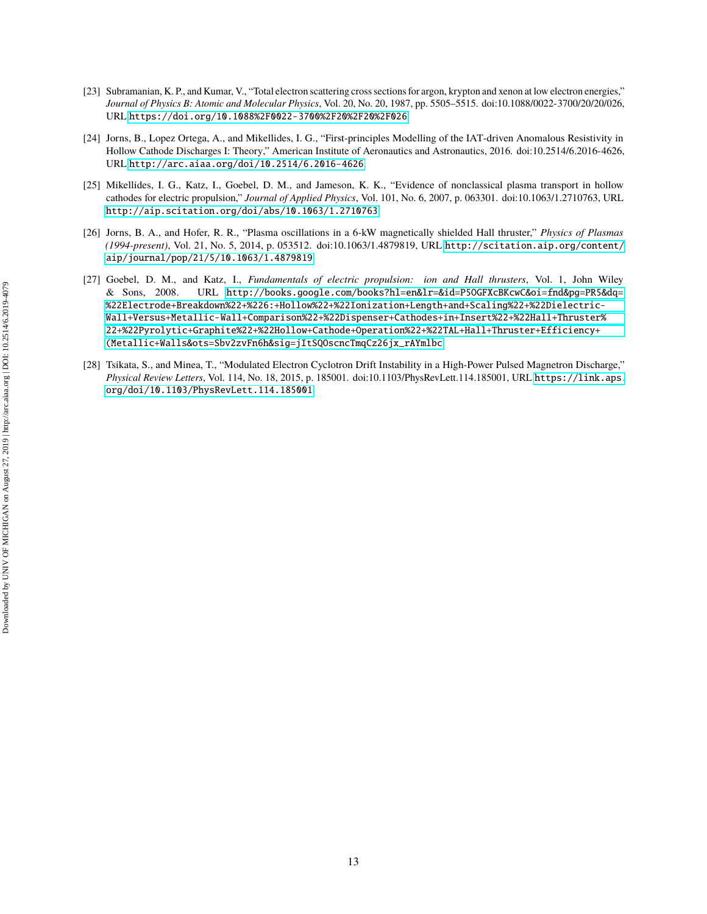[23] Subramanian, K. P., and Kumar, V., "Total electron scattering cross sections for argon, krypton and xenon at low electron energies," *Journal of Physics B: Atomic and Molecular Physics*, Vol. 20, No. 20, 1987, pp. 5505–5515. doi:10.1088/0022-3700/20/20/026, URL https://doi.org/10.1088%2F0022-3700%2F20%2F20%2F026.

[24] Jorns, B., Lopez Ortega, A., and Mikellides, I. G., "First-principles Modelling of the IAT-driven Anomalous Resistivity in Hollow Cathode Discharges I: Theory," American Institute of Aeronautics and Astronautics, 2016. doi:10.2514/6.2016-4626, URL http://arc.aiaa.org/doi/10.2514/6.2016-4626.

[25] Mikellides, I. G., Katz, I., Goebel, D. M., and Jameson, K. K., "Evidence of nonclassical plasma transport in hollow cathodes for electric propulsion," *Journal of Applied Physics*, Vol. 101, No. 6, 2007, p. 063301. doi:10.1063/1.2710763, URL http://aip.scitation.org/doi/abs/10.1063/1.2710763.

[26] Jorns, B. A., and Hofer, R. R., "Plasma oscillations in a 6-kW magnetically shielded Hall thruster," *Physics of Plasmas (1994-present)*, Vol. 21, No. 5, 2014, p. 053512. doi:10.1063/1.4879819, URL http://scitation.aip.org/content/aip/journal/pop/21/5/10.1063/1.4879819.

[27] Goebel, D. M., and Katz, I., *Fundamentals of electric propulsion: ion and Hall thrusters*, Vol. 1, John Wiley & Sons, 2008. URL http://books.google.com/books?hl=en&lr=&id=P5OGFXcBKcwC&oi=fnd&pg=PR5&dq=%22Electrode+Breakdown%22+%226:+Hollow%22+%22Ionization+Length+and+Scaling%22+%22Dielectric-Wall+Versus+Metallic-Wall+Comparison%22+%22Dispenser+Cathodes+in+Insert%22+%22Hall+Thruster%22+%22Pyrolytic+Graphite%22+%22Hollow+Cathode+Operation%22+%22TAL+Hall+Thruster+Efficiency+(Metallic+Walls&ots=Sbv2zvFn6h&sig=jItSQOscncTmqCz26jx_rAYmlbc.

[28] Tsikata, S., and Minea, T., "Modulated Electron Cyclotron Drift Instability in a High-Power Pulsed Magnetron Discharge," *Physical Review Letters*, Vol. 114, No. 18, 2015, p. 185001. doi:10.1103/PhysRevLett.114.185001, URL https://link.aps.org/doi/10.1103/PhysRevLett.114.185001.